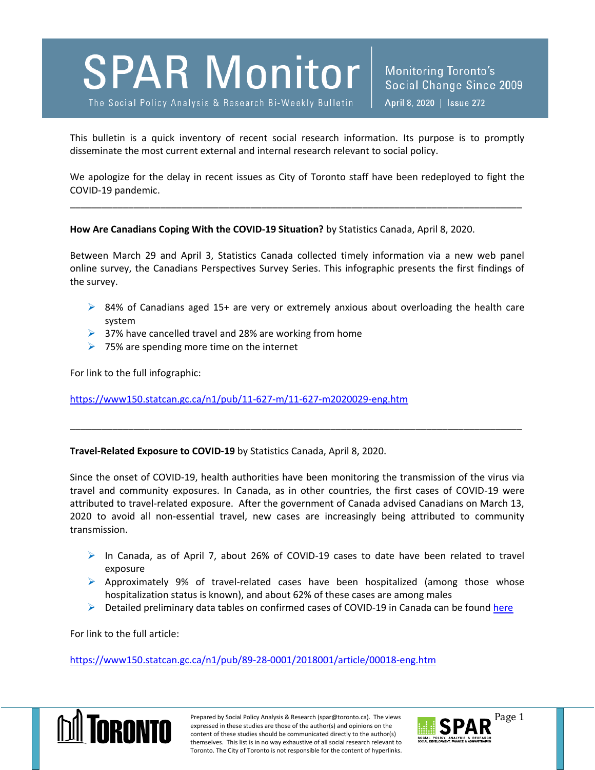# SPAR Monitor

The Social Policy Analysis & Research Bi-Weekly Bulletin

Monitoring Toronto's Social Change Since 2009

April 8, 2020 | Issue 272

This bulletin is a quick inventory of recent social research information. Its purpose is to promptly disseminate the most current external and internal research relevant to social policy.

We apologize for the delay in recent issues as City of Toronto staff have been redeployed to fight the COVID-19 pandemic.

---

**How Are Canadians Coping With the COVID-19 Situation?** by Statistics Canada, April 8, 2020.

Between March 29 and April 3, Statistics Canada collected timely information via a new web panel online survey, the Canadians Perspectives Survey Series. This infographic presents the first findings of the survey.

- 84% of Canadians aged 15+ are very or extremely anxious about overloading the health care system
- 37% have cancelled travel and 28% are working from home
- 75% are spending more time on the internet

For link to the full infographic:

https://www150.statcan.gc.ca/n1/pub/11-627-m/11-627-m2020029-eng.htm

---

**Travel-Related Exposure to COVID-19** by Statistics Canada, April 8, 2020.

Since the onset of COVID-19, health authorities have been monitoring the transmission of the virus via travel and community exposures. In Canada, as in other countries, the first cases of COVID-19 were attributed to travel-related exposure. After the government of Canada advised Canadians on March 13, 2020 to avoid all non-essential travel, new cases are increasingly being attributed to community transmission.

- In Canada, as of April 7, about 26% of COVID-19 cases to date have been related to travel exposure
- Approximately 9% of travel-related cases have been hospitalized (among those whose hospitalization status is known), and about 62% of these cases are among males
- Detailed preliminary data tables on confirmed cases of COVID-19 in Canada can be found here

For link to the full article:

https://www150.statcan.gc.ca/n1/pub/89-28-0001/2018001/article/00018-eng.htm

Prepared by Social Policy Analysis & Research (spar@toronto.ca). The views expressed in these studies are those of the author(s) and opinions on the content of these studies should be communicated directly to the author(s) themselves. This list is in no way exhaustive of all social research relevant to Toronto. The City of Toronto is not responsible for the content of hyperlinks.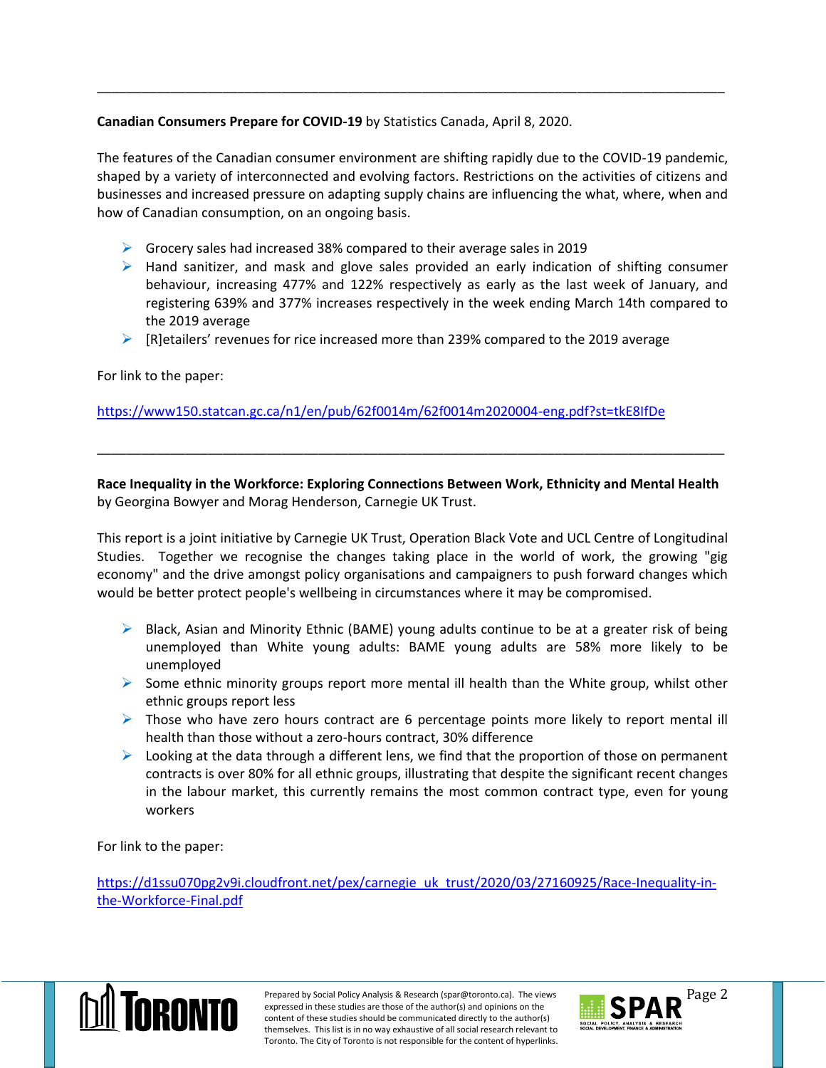---

**Canadian Consumers Prepare for COVID-19** by Statistics Canada, April 8, 2020.

The features of the Canadian consumer environment are shifting rapidly due to the COVID-19 pandemic, shaped by a variety of interconnected and evolving factors. Restrictions on the activities of citizens and businesses and increased pressure on adapting supply chains are influencing the what, where, when and how of Canadian consumption, on an ongoing basis.

- Grocery sales had increased 38% compared to their average sales in 2019
- Hand sanitizer, and mask and glove sales provided an early indication of shifting consumer behaviour, increasing 477% and 122% respectively as early as the last week of January, and registering 639% and 377% increases respectively in the week ending March 14th compared to the 2019 average
- [R]etailers' revenues for rice increased more than 239% compared to the 2019 average

For link to the paper:

https://www150.statcan.gc.ca/n1/en/pub/62f0014m/62f0014m2020004-eng.pdf?st=tkE8IfDe

---

**Race Inequality in the Workforce: Exploring Connections Between Work, Ethnicity and Mental Health** by Georgina Bowyer and Morag Henderson, Carnegie UK Trust.

This report is a joint initiative by Carnegie UK Trust, Operation Black Vote and UCL Centre of Longitudinal Studies. Together we recognise the changes taking place in the world of work, the growing "gig economy" and the drive amongst policy organisations and campaigners to push forward changes which would be better protect people's wellbeing in circumstances where it may be compromised.

- Black, Asian and Minority Ethnic (BAME) young adults continue to be at a greater risk of being unemployed than White young adults: BAME young adults are 58% more likely to be unemployed
- Some ethnic minority groups report more mental ill health than the White group, whilst other ethnic groups report less
- Those who have zero hours contract are 6 percentage points more likely to report mental ill health than those without a zero-hours contract, 30% difference
- Looking at the data through a different lens, we find that the proportion of those on permanent contracts is over 80% for all ethnic groups, illustrating that despite the significant recent changes in the labour market, this currently remains the most common contract type, even for young workers

For link to the paper:

https://d1ssu070pg2v9i.cloudfront.net/pex/carnegie_uk_trust/2020/03/27160925/Race-Inequality-in-the-Workforce-Final.pdf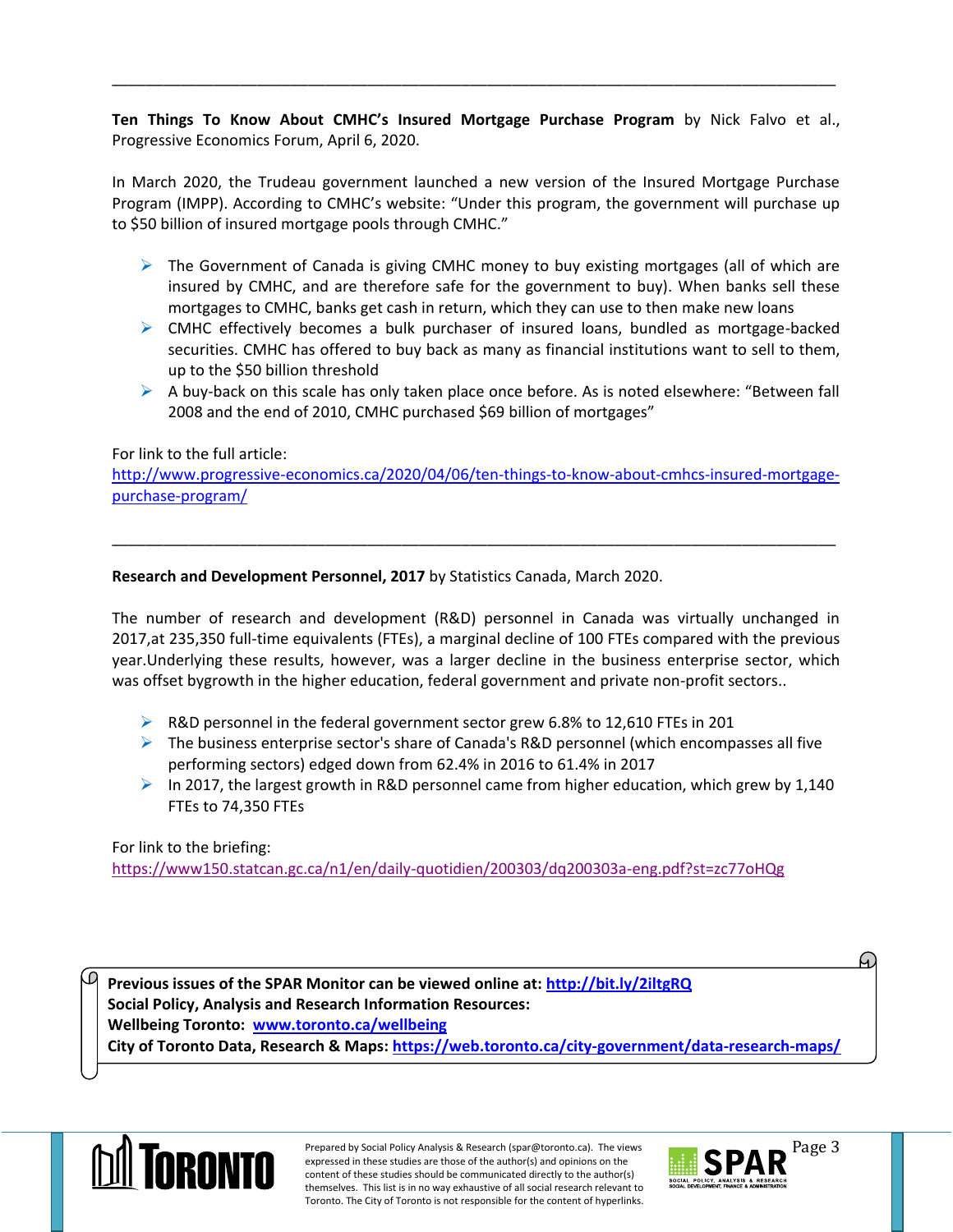---

**Ten Things To Know About CMHC's Insured Mortgage Purchase Program** by Nick Falvo et al., Progressive Economics Forum, April 6, 2020.

In March 2020, the Trudeau government launched a new version of the Insured Mortgage Purchase Program (IMPP). According to CMHC's website: "Under this program, the government will purchase up to $50 billion of insured mortgage pools through CMHC."

- The Government of Canada is giving CMHC money to buy existing mortgages (all of which are insured by CMHC, and are therefore safe for the government to buy). When banks sell these mortgages to CMHC, banks get cash in return, which they can use to then make new loans
- CMHC effectively becomes a bulk purchaser of insured loans, bundled as mortgage-backed securities. CMHC has offered to buy back as many as financial institutions want to sell to them, up to the $50 billion threshold
- A buy-back on this scale has only taken place once before. As is noted elsewhere: "Between fall 2008 and the end of 2010, CMHC purchased $69 billion of mortgages"

For link to the full article:
http://www.progressive-economics.ca/2020/04/06/ten-things-to-know-about-cmhcs-insured-mortgage-purchase-program/

---

**Research and Development Personnel, 2017** by Statistics Canada, March 2020.

The number of research and development (R&D) personnel in Canada was virtually unchanged in 2017,at 235,350 full-time equivalents (FTEs), a marginal decline of 100 FTEs compared with the previous year.Underlying these results, however, was a larger decline in the business enterprise sector, which was offset bygrowth in the higher education, federal government and private non-profit sectors..

- R&D personnel in the federal government sector grew 6.8% to 12,610 FTEs in 201
- The business enterprise sector's share of Canada's R&D personnel (which encompasses all five performing sectors) edged down from 62.4% in 2016 to 61.4% in 2017
- In 2017, the largest growth in R&D personnel came from higher education, which grew by 1,140 FTEs to 74,350 FTEs

For link to the briefing:
https://www150.statcan.gc.ca/n1/en/daily-quotidien/200303/dq200303a-eng.pdf?st=zc77oHQg

**Previous issues of the SPAR Monitor can be viewed online at: http://bit.ly/2iltgRQ**
**Social Policy, Analysis and Research Information Resources:**
**Wellbeing Toronto: www.toronto.ca/wellbeing**
**City of Toronto Data, Research & Maps: https://web.toronto.ca/city-government/data-research-maps/**

Prepared by Social Policy Analysis & Research (spar@toronto.ca). The views expressed in these studies are those of the author(s) and opinions on the content of these studies should be communicated directly to the author(s) themselves. This list is in no way exhaustive of all social research relevant to Toronto. The City of Toronto is not responsible for the content of hyperlinks.